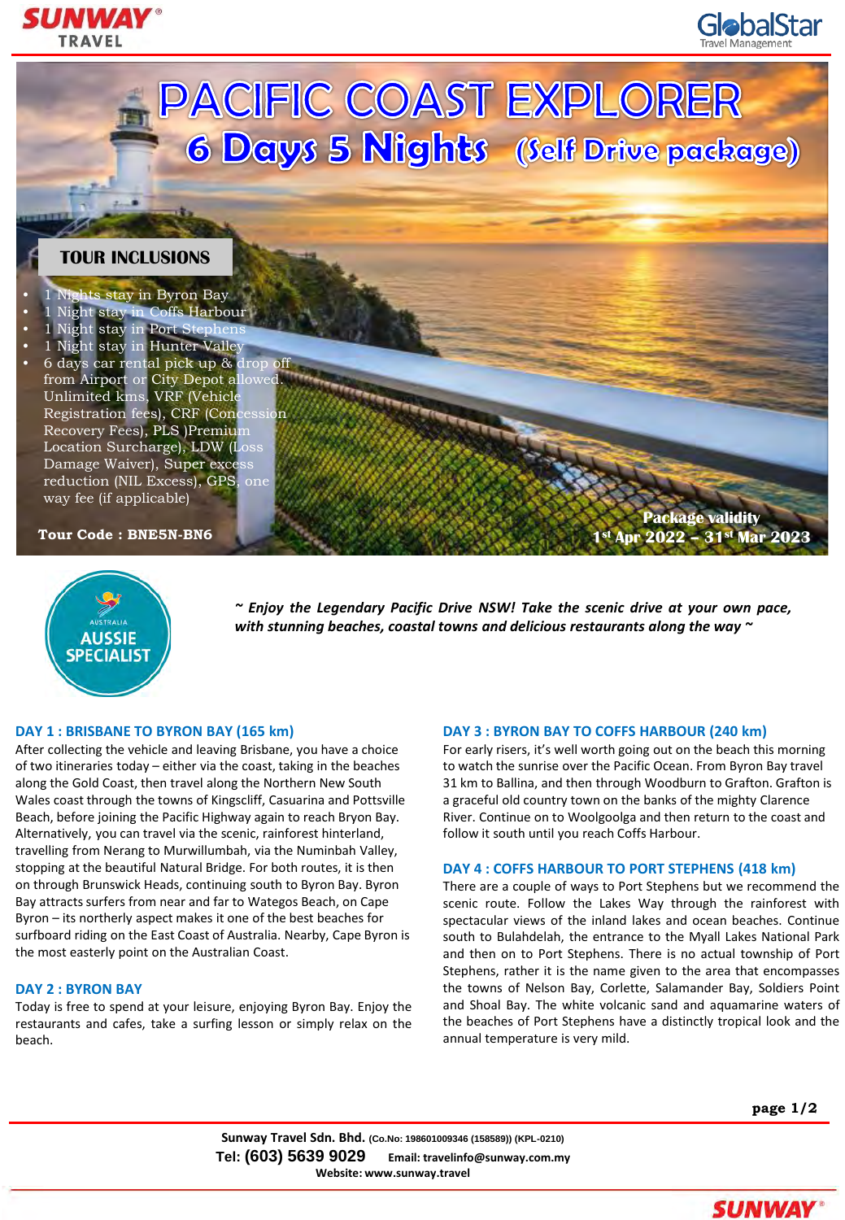# PACIFIC COAST EXPLORER

## 6 Days 5 Nights (Self Drive package)

### TOUR INCLUSIONS

- 1 Nights stay in Byron Bay
- 1 Night stay in Coffs Harbour
- 1 Night stay in Port Stephens
- 1 Night stay in Hunter Valley
- 6 days car rental pick up & drop off from Airport or City Depot allowed. Unlimited kms, VRF (Vehicle Registration fees), CRF (Concession Recovery Fees), PLS )Premium Location Surcharge), LDW (Loss Damage Waiver), Super excess reduction (NIL Excess), GPS, one way fee (if applicable)

**Tour Code : BNE5N-BN6**

**Package validity**
**1st Apr 2022 – 31st Mar 2023**

AUSTRALIA AUSSIE SPECIALIST

***~ Enjoy the Legendary Pacific Drive NSW! Take the scenic drive at your own pace, with stunning beaches, coastal towns and delicious restaurants along the way ~***

### DAY 1 : BRISBANE TO BYRON BAY (165 km)

After collecting the vehicle and leaving Brisbane, you have a choice of two itineraries today – either via the coast, taking in the beaches along the Gold Coast, then travel along the Northern New South Wales coast through the towns of Kingscliff, Casuarina and Pottsville Beach, before joining the Pacific Highway again to reach Bryon Bay. Alternatively, you can travel via the scenic, rainforest hinterland, travelling from Nerang to Murwillumbah, via the Numinbah Valley, stopping at the beautiful Natural Bridge. For both routes, it is then on through Brunswick Heads, continuing south to Byron Bay. Byron Bay attracts surfers from near and far to Wategos Beach, on Cape Byron – its northerly aspect makes it one of the best beaches for surfboard riding on the East Coast of Australia. Nearby, Cape Byron is the most easterly point on the Australian Coast.

### DAY 2 : BYRON BAY

Today is free to spend at your leisure, enjoying Byron Bay. Enjoy the restaurants and cafes, take a surfing lesson or simply relax on the beach.

### DAY 3 : BYRON BAY TO COFFS HARBOUR (240 km)

For early risers, it's well worth going out on the beach this morning to watch the sunrise over the Pacific Ocean. From Byron Bay travel 31 km to Ballina, and then through Woodburn to Grafton. Grafton is a graceful old country town on the banks of the mighty Clarence River. Continue on to Woolgoolga and then return to the coast and follow it south until you reach Coffs Harbour.

### DAY 4 : COFFS HARBOUR TO PORT STEPHENS (418 km)

There are a couple of ways to Port Stephens but we recommend the scenic route. Follow the Lakes Way through the rainforest with spectacular views of the inland lakes and ocean beaches. Continue south to Bulahdelah, the entrance to the Myall Lakes National Park and then on to Port Stephens. There is no actual township of Port Stephens, rather it is the name given to the area that encompasses the towns of Nelson Bay, Corlette, Salamander Bay, Soldiers Point and Shoal Bay. The white volcanic sand and aquamarine waters of the beaches of Port Stephens have a distinctly tropical look and the annual temperature is very mild.

**Sunway Travel Sdn. Bhd.** (Co.No: 198601009346 (158589)) (KPL-0210)
Tel: (603) 5639 9029 Email: travelinfo@sunway.com.my
Website: www.sunway.travel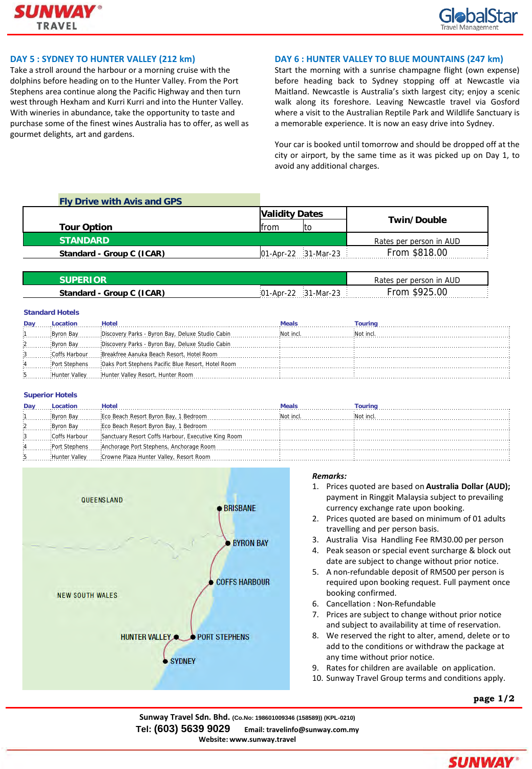## DAY 5 : SYDNEY TO HUNTER VALLEY (212 km)

Take a stroll around the harbour or a morning cruise with the dolphins before heading on to the Hunter Valley. From the Port Stephens area continue along the Pacific Highway and then turn west through Hexham and Kurri Kurri and into the Hunter Valley. With wineries in abundance, take the opportunity to taste and purchase some of the finest wines Australia has to offer, as well as gourmet delights, art and gardens.

## DAY 6 : HUNTER VALLEY TO BLUE MOUNTAINS (247 km)

Start the morning with a sunrise champagne flight (own expense) before heading back to Sydney stopping off at Newcastle via Maitland. Newcastle is Australia's sixth largest city; enjoy a scenic walk along its foreshore. Leaving Newcastle travel via Gosford where a visit to the Australian Reptile Park and Wildlife Sanctuary is a memorable experience. It is now an easy drive into Sydney.

Your car is booked until tomorrow and should be dropped off at the city or airport, by the same time as it was picked up on Day 1, to avoid any additional charges.

### Fly Drive with Avis and GPS

| Tour Option | Validity Dates from | Validity Dates to | Twin/ Double |
|---|---|---|---|
| **STANDARD** | | | Rates per person in AUD |
| **Standard - Group C (ICAR)** | 01-Apr-22 | 31-Mar-23 | From $818.00 |
| **SUPERIOR** | | | Rates per person in AUD |
| **Standard - Group C (ICAR)** | 01-Apr-22 | 31-Mar-23 | From $925.00 |

### Standard Hotels

| Day | Location | Hotel | Meals | Touring |
|---|---|---|---|---|
| 1 | Byron Bay | Discovery Parks - Byron Bay, Deluxe Studio Cabin | Not incl. | Not incl. |
| 2 | Byron Bay | Discovery Parks - Byron Bay, Deluxe Studio Cabin | | |
| 3 | Coffs Harbour | Breakfree Aanuka Beach Resort, Hotel Room | | |
| 4 | Port Stephens | Oaks Port Stephens Pacific Blue Resort, Hotel Room | | |
| 5 | Hunter Valley | Hunter Valley Resort, Hunter Room | | |

### Superior Hotels

| Day | Location | Hotel | Meals | Touring |
|---|---|---|---|---|
| 1 | Byron Bay | Eco Beach Resort Byron Bay, 1 Bedroom | Not incl. | Not incl. |
| 2 | Byron Bay | Eco Beach Resort Byron Bay, 1 Bedroom | | |
| 3 | Coffs Harbour | Sanctuary Resort Coffs Harbour, Executive King Room | | |
| 4 | Port Stephens | Anchorage Port Stephens, Anchorage Room | | |
| 5 | Hunter Valley | Crowne Plaza Hunter Valley, Resort Room | | |

QUEENSLAND
BRISBANE
BYRON BAY
COFFS HARBOUR
NEW SOUTH WALES
HUNTER VALLEY
PORT STEPHENS
SYDNEY

***Remarks:***

1. Prices quoted are based on **Australia Dollar (AUD);** payment in Ringgit Malaysia subject to prevailing currency exchange rate upon booking.
2. Prices quoted are based on minimum of 01 adults travelling and per person basis.
3. Australia Visa Handling Fee RM30.00 per person
4. Peak season or special event surcharge & block out date are subject to change without prior notice.
5. A non-refundable deposit of RM500 per person is required upon booking request. Full payment once booking confirmed.
6. Cancellation : Non-Refundable
7. Prices are subject to change without prior notice and subject to availability at time of reservation.
8. We reserved the right to alter, amend, delete or to add to the conditions or withdraw the package at any time without prior notice.
9. Rates for children are available on application.
10. Sunway Travel Group terms and conditions apply.

**Sunway Travel Sdn. Bhd.** (Co.No: 198601009346 (158589)) (KPL-0210)
**Tel: (603) 5639 9029** **Email: travelinfo@sunway.com.my**
**Website: www.sunway.travel**